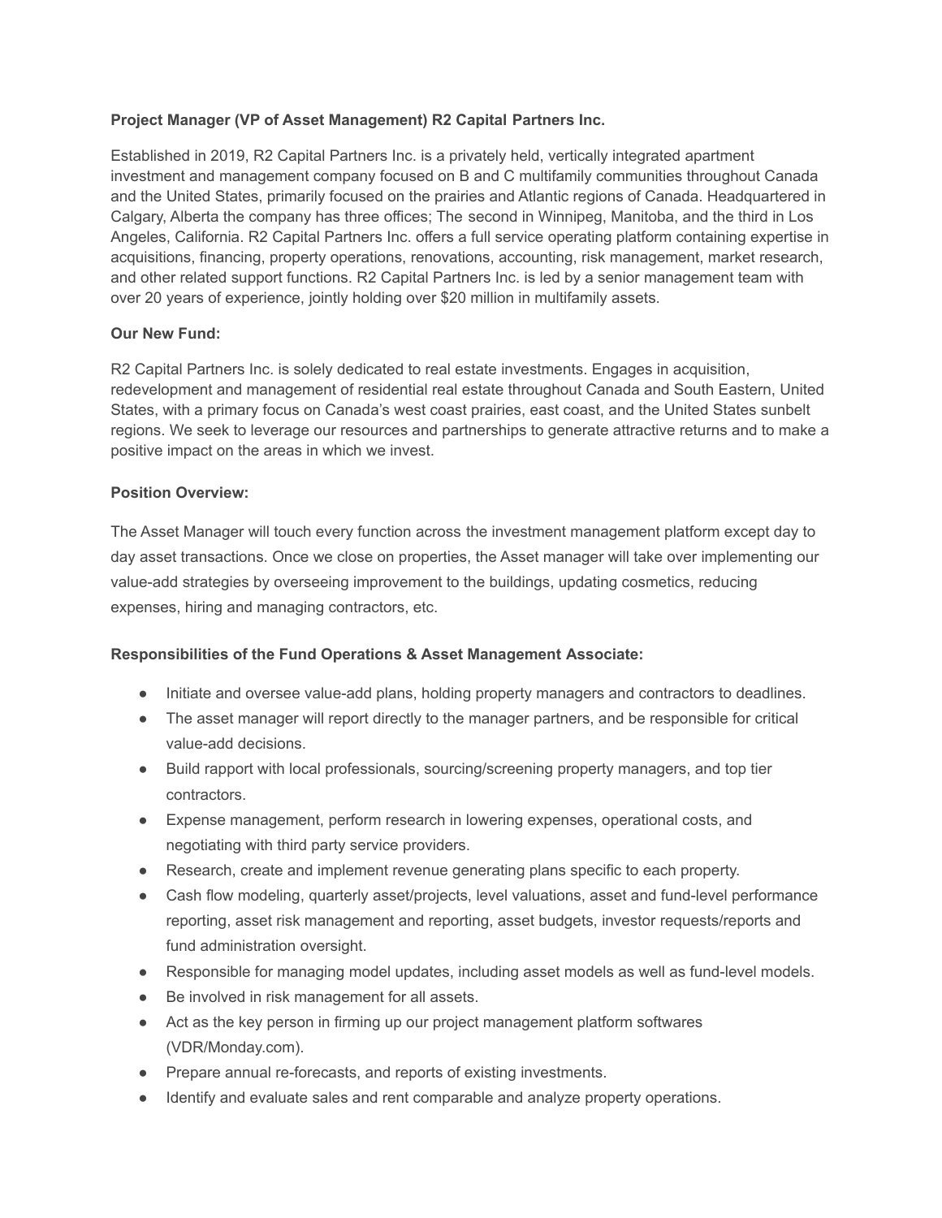**Project Manager (VP of Asset Management) R2 Capital Partners Inc.**

Established in 2019, R2 Capital Partners Inc. is a privately held, vertically integrated apartment investment and management company focused on B and C multifamily communities throughout Canada and the United States, primarily focused on the prairies and Atlantic regions of Canada. Headquartered in Calgary, Alberta the company has three offices; The second in Winnipeg, Manitoba, and the third in Los Angeles, California. R2 Capital Partners Inc. offers a full service operating platform containing expertise in acquisitions, financing, property operations, renovations, accounting, risk management, market research, and other related support functions. R2 Capital Partners Inc. is led by a senior management team with over 20 years of experience, jointly holding over $20 million in multifamily assets.

**Our New Fund:**

R2 Capital Partners Inc. is solely dedicated to real estate investments. Engages in acquisition, redevelopment and management of residential real estate throughout Canada and South Eastern, United States, with a primary focus on Canada's west coast prairies, east coast, and the United States sunbelt regions. We seek to leverage our resources and partnerships to generate attractive returns and to make a positive impact on the areas in which we invest.

**Position Overview:**

The Asset Manager will touch every function across the investment management platform except day to day asset transactions. Once we close on properties, the Asset manager will take over implementing our value-add strategies by overseeing improvement to the buildings, updating cosmetics, reducing expenses, hiring and managing contractors, etc.

**Responsibilities of the Fund Operations & Asset Management Associate:**

- Initiate and oversee value-add plans, holding property managers and contractors to deadlines.
- The asset manager will report directly to the manager partners, and be responsible for critical value-add decisions.
- Build rapport with local professionals, sourcing/screening property managers, and top tier contractors.
- Expense management, perform research in lowering expenses, operational costs, and negotiating with third party service providers.
- Research, create and implement revenue generating plans specific to each property.
- Cash flow modeling, quarterly asset/projects, level valuations, asset and fund-level performance reporting, asset risk management and reporting, asset budgets, investor requests/reports and fund administration oversight.
- Responsible for managing model updates, including asset models as well as fund-level models.
- Be involved in risk management for all assets.
- Act as the key person in firming up our project management platform softwares (VDR/Monday.com).
- Prepare annual re-forecasts, and reports of existing investments.
- Identify and evaluate sales and rent comparable and analyze property operations.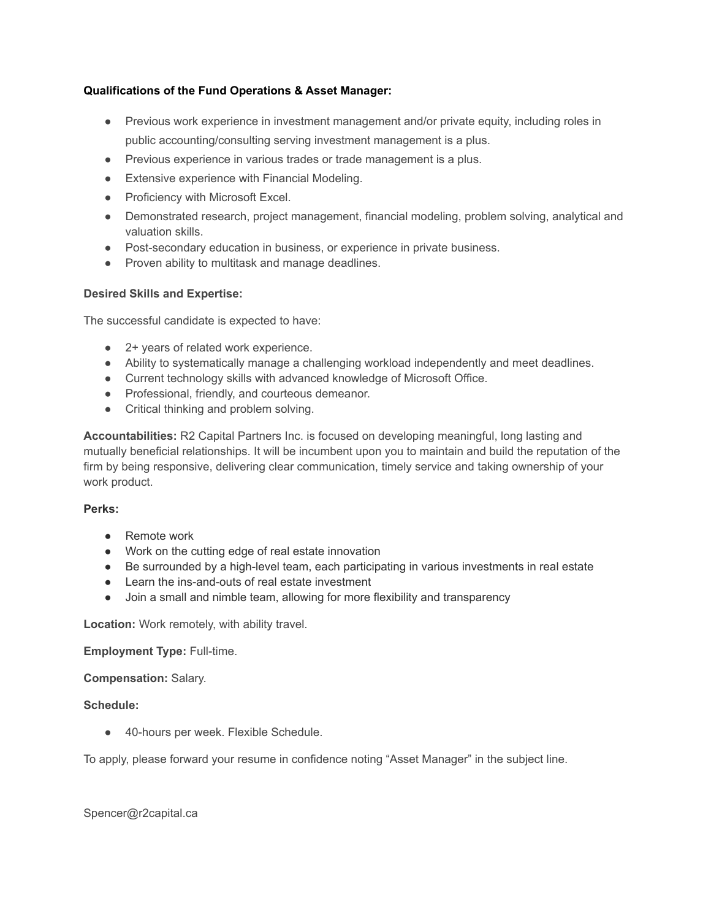**Qualifications of the Fund Operations & Asset Manager:**

- Previous work experience in investment management and/or private equity, including roles in public accounting/consulting serving investment management is a plus.
- Previous experience in various trades or trade management is a plus.
- Extensive experience with Financial Modeling.
- Proficiency with Microsoft Excel.
- Demonstrated research, project management, financial modeling, problem solving, analytical and valuation skills.
- Post-secondary education in business, or experience in private business.
- Proven ability to multitask and manage deadlines.

**Desired Skills and Expertise:**

The successful candidate is expected to have:

- 2+ years of related work experience.
- Ability to systematically manage a challenging workload independently and meet deadlines.
- Current technology skills with advanced knowledge of Microsoft Office.
- Professional, friendly, and courteous demeanor.
- Critical thinking and problem solving.

**Accountabilities:** R2 Capital Partners Inc. is focused on developing meaningful, long lasting and mutually beneficial relationships. It will be incumbent upon you to maintain and build the reputation of the firm by being responsive, delivering clear communication, timely service and taking ownership of your work product.

**Perks:**

- Remote work
- Work on the cutting edge of real estate innovation
- Be surrounded by a high-level team, each participating in various investments in real estate
- Learn the ins-and-outs of real estate investment
- Join a small and nimble team, allowing for more flexibility and transparency

**Location:** Work remotely, with ability travel.

**Employment Type:** Full-time.

**Compensation:** Salary.

**Schedule:**

- 40-hours per week. Flexible Schedule.

To apply, please forward your resume in confidence noting “Asset Manager” in the subject line.

Spencer@r2capital.ca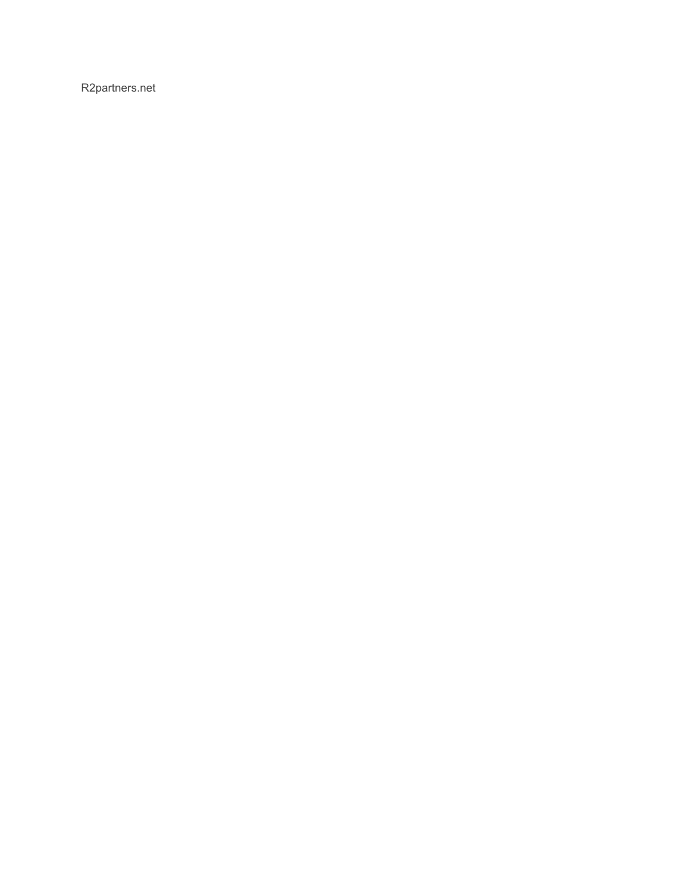R2partners.net